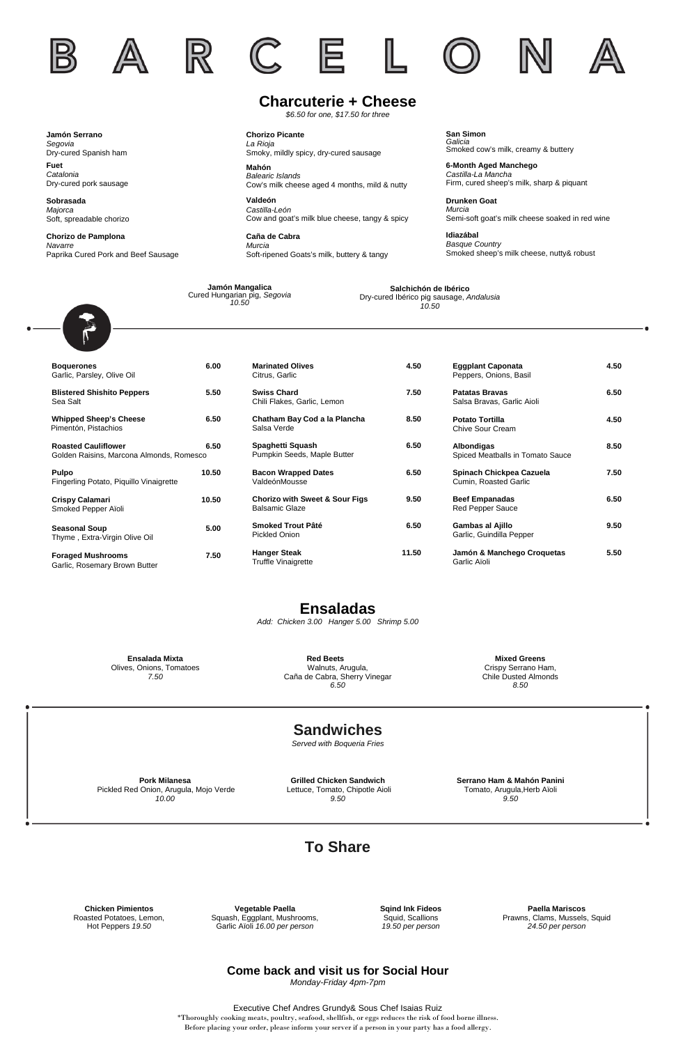# BARCELONA

## Charcuterie + Cheese

*$6.50 for one, $17.50 for three*

**Jamón Serrano**
*Segovia*
Dry-cured Spanish ham

**Fuet**
*Catalonia*
Dry-cured pork sausage

**Sobrasada**
*Majorca*
Soft, spreadable chorizo

**Chorizo de Pamplona**
*Navarre*
Paprika Cured Pork and Beef Sausage

**Chorizo Picante**
*La Rioja*
Smoky, mildly spicy, dry-cured sausage

**Mahón**
*Balearic Islands*
Cow's milk cheese aged 4 months, mild & nutty

**Valdeón**
*Castilla-León*
Cow and goat's milk blue cheese, tangy & spicy

**Caña de Cabra**
*Murcia*
Soft-ripened Goats's milk, buttery & tangy

**San Simon**
*Galicia*
Smoked cow's milk, creamy & buttery

**6-Month Aged Manchego**
*Castilla-La Mancha*
Firm, cured sheep's milk, sharp & piquant

**Drunken Goat**
*Murcia*
Semi-soft goat's milk cheese soaked in red wine

**Idiazábal**
*Basque Country*
Smoked sheep's milk cheese, nutty& robust

**Jamón Mangalica**
Cured Hungarian pig, *Segovia*
*10.50*

**Salchichón de Ibérico**
Dry-cured Ibérico pig sausage, *Andalusia*
*10.50*

---

**Boquerones** — 6.00
Garlic, Parsley, Olive Oil

**Blistered Shishito Peppers** — 5.50
Sea Salt

**Whipped Sheep's Cheese** — 6.50
Pimentón, Pistachios

**Roasted Cauliflower** — 6.50
Golden Raisins, Marcona Almonds, Romesco

**Pulpo** — 10.50
Fingerling Potato, Piquillo Vinaigrette

**Crispy Calamari** — 10.50
Smoked Pepper Aïoli

**Seasonal Soup** — 5.00
Thyme , Extra-Virgin Olive Oil

**Foraged Mushrooms** — 7.50
Garlic, Rosemary Brown Butter

**Marinated Olives** — 4.50
Citrus, Garlic

**Swiss Chard** — 7.50
Chili Flakes, Garlic, Lemon

**Chatham Bay Cod a la Plancha** — 8.50
Salsa Verde

**Spaghetti Squash** — 6.50
Pumpkin Seeds, Maple Butter

**Bacon Wrapped Dates** — 6.50
ValdeónMousse

**Chorizo with Sweet & Sour Figs** — 9.50
Balsamic Glaze

**Smoked Trout Pâté** — 6.50
Pickled Onion

**Hanger Steak** — 11.50
Truffle Vinaigrette

**Eggplant Caponata** — 4.50
Peppers, Onions, Basil

**Patatas Bravas** — 6.50
Salsa Bravas, Garlic Aioli

**Potato Tortilla** — 4.50
Chive Sour Cream

**Albondigas** — 8.50
Spiced Meatballs in Tomato Sauce

**Spinach Chickpea Cazuela** — 7.50
Cumin, Roasted Garlic

**Beef Empanadas** — 6.50
Red Pepper Sauce

**Gambas al Ajillo** — 9.50
Garlic, Guindilla Pepper

**Jamón & Manchego Croquetas** — 5.50
Garlic Aïoli

## Ensaladas

*Add: Chicken 3.00 Hanger 5.00 Shrimp 5.00*

**Ensalada Mixta**
Olives, Onions, Tomatoes
*7.50*

**Red Beets**
Walnuts, Arugula,
Caña de Cabra, Sherry Vinegar
*6.50*

**Mixed Greens**
Crispy Serrano Ham,
Chile Dusted Almonds
*8.50*

## Sandwiches

*Served with Boqueria Fries*

**Pork Milanesa**
Pickled Red Onion, Arugula, Mojo Verde
*10.00*

**Grilled Chicken Sandwich**
Lettuce, Tomato, Chipotle Aioli
*9.50*

**Serrano Ham & Mahón Panini**
Tomato, Arugula,Herb Aïoli
*9.50*

## To Share

**Chicken Pimientos**
Roasted Potatoes, Lemon,
Hot Peppers *19.50*

**Vegetable Paella**
Squash, Eggplant, Mushrooms,
Garlic Aïoli *16.00 per person*

**Sqind Ink Fideos**
Squid, Scallions
*19.50 per person*

**Paella Mariscos**
Prawns, Clams, Mussels, Squid
*24.50 per person*

### Come back and visit us for Social Hour

*Monday-Friday 4pm-7pm*

Executive Chef Andres Grundy& Sous Chef Isaias Ruiz

*Thoroughly cooking meats, poultry, seafood, shellfish, or eggs reduces the risk of food borne illness.
Before placing your order, please inform your server if a person in your party has a food allergy.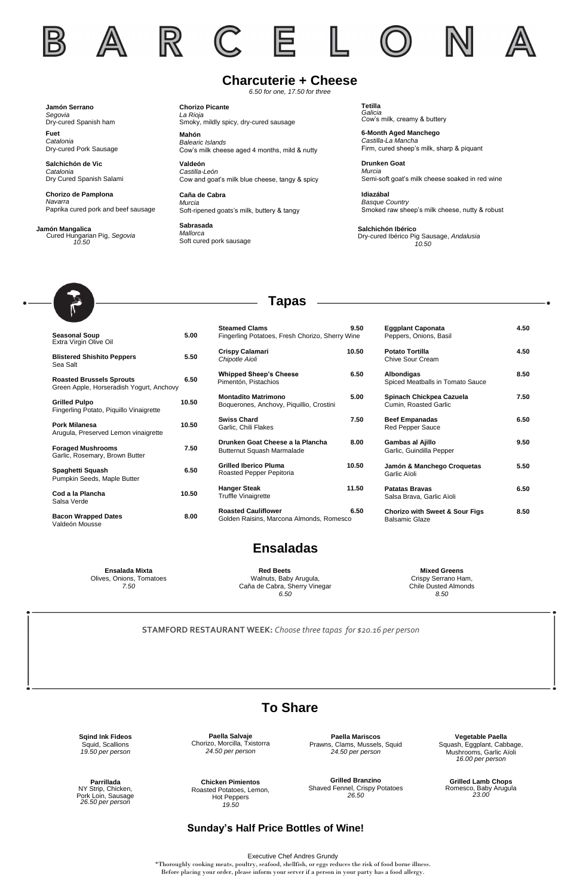# BARCELONA

## Charcuterie + Cheese

*6.50 for one, 17.50 for three*

**Jamón Serrano**
*Segovia*
Dry-cured Spanish ham

**Fuet**
*Catalonia*
Dry-cured Pork Sausage

**Salchichón de Vic**
*Catalonia*
Dry Cured Spanish Salami

**Chorizo de Pamplona**
*Navarra*
Paprika cured pork and beef sausage

**Jamón Mangalica**
Cured Hungarian Pig, *Segovia*
*10.50*

**Chorizo Picante**
*La Rioja*
Smoky, mildly spicy, dry-cured sausage

**Mahón**
*Balearic Islands*
Cow's milk cheese aged 4 months, mild & nutty

**Valdeón**
*Castilla-León*
Cow and goat's milk blue cheese, tangy & spicy

**Caña de Cabra**
*Murcia*
Soft-ripened goats's milk, buttery & tangy

**Sabrasada**
*Mallorca*
Soft cured pork sausage

**Tetilla**
*Galicia*
Cow's milk, creamy & buttery

**6-Month Aged Manchego**
*Castilla-La Mancha*
Firm, cured sheep's milk, sharp & piquant

**Drunken Goat**
*Murcia*
Semi-soft goat's milk cheese soaked in red wine

**Idiazábal**
*Basque Country*
Smoked raw sheep's milk cheese, nutty & robust

**Salchichón Ibérico**
Dry-cured Ibérico Pig Sausage, *Andalusia*
*10.50*

## Tapas

| Item | Price |
|---|---|
| **Seasonal Soup**<br>Extra Virgin Olive Oil | 5.00 |
| **Blistered Shishito Peppers**<br>Sea Salt | 5.50 |
| **Roasted Brussels Sprouts**<br>Green Apple, Horseradish Yogurt, Anchovy | 6.50 |
| **Grilled Pulpo**<br>Fingerling Potato, Piquillo Vinaigrette | 10.50 |
| **Pork Milanesa**<br>Arugula, Preserved Lemon vinaigrette | 10.50 |
| **Foraged Mushrooms**<br>Garlic, Rosemary, Brown Butter | 7.50 |
| **Spaghetti Squash**<br>Pumpkin Seeds, Maple Butter | 6.50 |
| **Cod a la Plancha**<br>Salsa Verde | 10.50 |
| **Bacon Wrapped Dates**<br>Valdeón Mousse | 8.00 |
| **Steamed Clams**<br>Fingerling Potatoes, Fresh Chorizo, Sherry Wine | 9.50 |
| **Crispy Calamari**<br>*Chipotle Aioli* | 10.50 |
| **Whipped Sheep's Cheese**<br>Pimentón, Pistachios | 6.50 |
| **Montadito Matrimono**<br>Boquerones, Anchovy, Piquillio, Crostini | 5.00 |
| **Swiss Chard**<br>Garlic, Chili Flakes | 7.50 |
| **Drunken Goat Cheese a la Plancha**<br>Butternut Squash Marmalade | 8.00 |
| **Grilled Iberico Pluma**<br>Roasted Pepper Pepitoria | 10.50 |
| **Hanger Steak**<br>Truffle Vinaigrette | 11.50 |
| **Roasted Cauliflower**<br>Golden Raisins, Marcona Almonds, Romesco | 6.50 |
| **Eggplant Caponata**<br>Peppers, Onions, Basil | 4.50 |
| **Potato Tortilla**<br>Chive Sour Cream | 4.50 |
| **Albondigas**<br>Spiced Meatballs in Tomato Sauce | 8.50 |
| **Spinach Chickpea Cazuela**<br>Cumin, Roasted Garlic | 7.50 |
| **Beef Empanadas**<br>Red Pepper Sauce | 6.50 |
| **Gambas al Ajillo**<br>Garlic, Guindilla Pepper | 9.50 |
| **Jamón & Manchego Croquetas**<br>Garlic Aïoli | 5.50 |
| **Patatas Bravas**<br>Salsa Brava, Garlic Aïoli | 6.50 |
| **Chorizo with Sweet & Sour Figs**<br>Balsamic Glaze | 8.50 |

## Ensaladas

**Ensalada Mixta**
Olives, Onions, Tomatoes
*7.50*

**Red Beets**
Walnuts, Baby Arugula,
Caña de Cabra, Sherry Vinegar
*6.50*

**Mixed Greens**
Crispy Serrano Ham,
Chile Dusted Almonds
*8.50*

**STAMFORD RESTAURANT WEEK:** *Choose three tapas for $20.16 per person*

## To Share

**Sqind Ink Fideos**
Squid, Scallions
*19.50 per person*

**Paella Salvaje**
Chorizo, Morcilla, Txistorra
*24.50 per person*

**Paella Mariscos**
Prawns, Clams, Mussels, Squid
*24.50 per person*

**Vegetable Paella**
Squash, Eggplant, Cabbage, Mushrooms, Garlic Aïoli
*16.00 per person*

**Parrillada**
NY Strip, Chicken, Pork Loin, Sausage
*26.50 per person*

**Chicken Pimientos**
Roasted Potatoes, Lemon, Hot Peppers
*19.50*

**Grilled Branzino**
Shaved Fennel, Crispy Potatoes
*26.50*

**Grilled Lamb Chops**
Romesco, Baby Arugula
*23.00*

### Sunday's Half Price Bottles of Wine!

Executive Chef Andres Grundy

*Thoroughly cooking meats, poultry, seafood, shellfish, or eggs reduces the risk of food borne illness. Before placing your order, please inform your server if a person in your party has a food allergy.